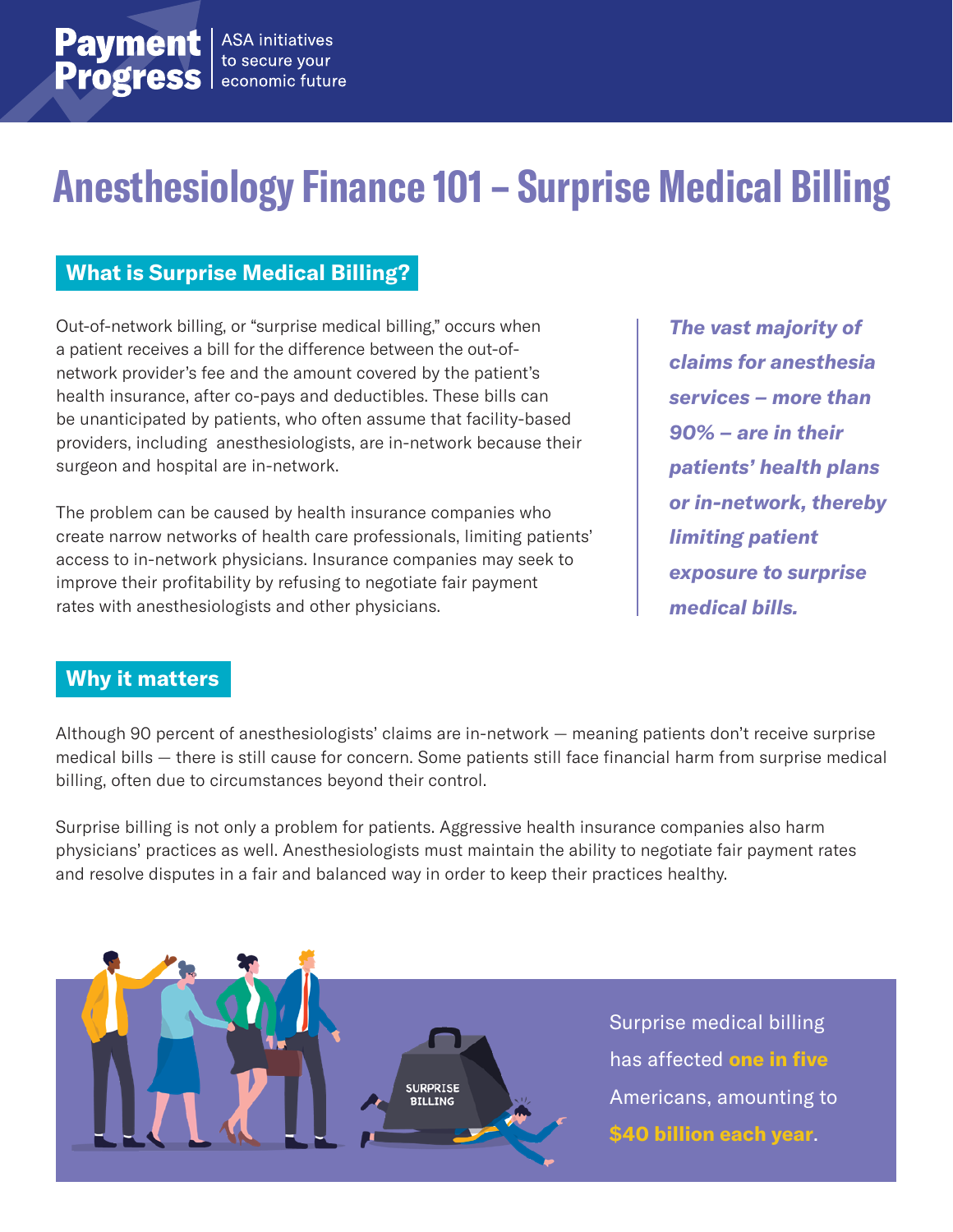**Payment Progress** | ASA initiatives to secure your economic future

# Anesthesiology Finance 101 – Surprise Medical Billing

## What is Surprise Medical Billing?

Out-of-network billing, or "surprise medical billing," occurs when a patient receives a bill for the difference between the out-of-network provider's fee and the amount covered by the patient's health insurance, after co-pays and deductibles. These bills can be unanticipated by patients, who often assume that facility-based providers, including anesthesiologists, are in-network because their surgeon and hospital are in-network.

The problem can be caused by health insurance companies who create narrow networks of health care professionals, limiting patients' access to in-network physicians. Insurance companies may seek to improve their profitability by refusing to negotiate fair payment rates with anesthesiologists and other physicians.

***The vast majority of claims for anesthesia services – more than 90% – are in their patients' health plans or in-network, thereby limiting patient exposure to surprise medical bills.***

## Why it matters

Although 90 percent of anesthesiologists' claims are in-network — meaning patients don't receive surprise medical bills — there is still cause for concern. Some patients still face financial harm from surprise medical billing, often due to circumstances beyond their control.

Surprise billing is not only a problem for patients. Aggressive health insurance companies also harm physicians' practices as well. Anesthesiologists must maintain the ability to negotiate fair payment rates and resolve disputes in a fair and balanced way in order to keep their practices healthy.

Surprise medical billing has affected **one in five** Americans, amounting to **$40 billion each year**.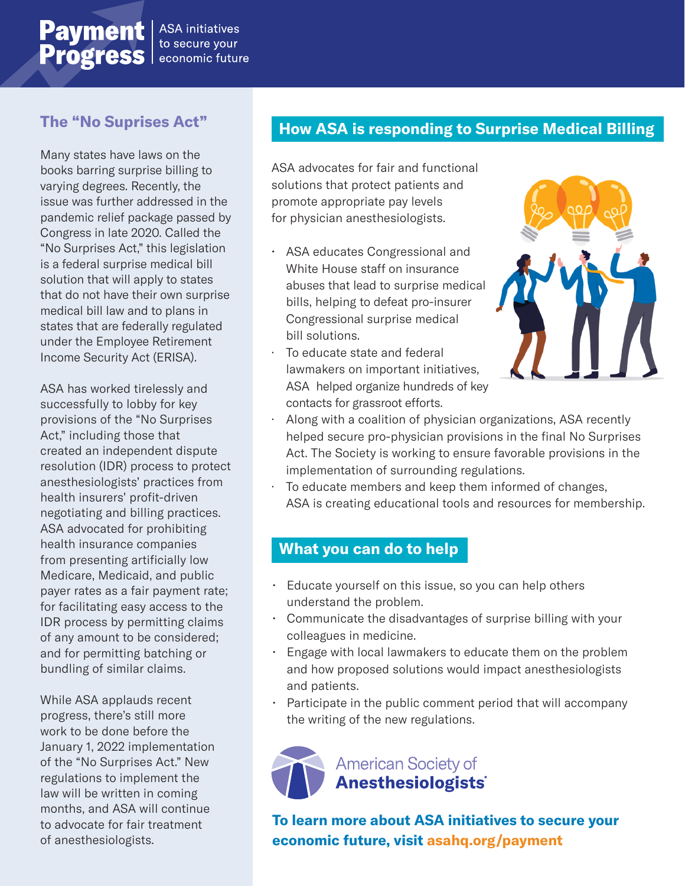# Payment Progress

ASA initiatives to secure your economic future

## The "No Suprises Act"

Many states have laws on the books barring surprise billing to varying degrees. Recently, the issue was further addressed in the pandemic relief package passed by Congress in late 2020. Called the "No Surprises Act," this legislation is a federal surprise medical bill solution that will apply to states that do not have their own surprise medical bill law and to plans in states that are federally regulated under the Employee Retirement Income Security Act (ERISA).

ASA has worked tirelessly and successfully to lobby for key provisions of the "No Surprises Act," including those that created an independent dispute resolution (IDR) process to protect anesthesiologists' practices from health insurers' profit-driven negotiating and billing practices. ASA advocated for prohibiting health insurance companies from presenting artificially low Medicare, Medicaid, and public payer rates as a fair payment rate; for facilitating easy access to the IDR process by permitting claims of any amount to be considered; and for permitting batching or bundling of similar claims.

While ASA applauds recent progress, there's still more work to be done before the January 1, 2022 implementation of the "No Surprises Act." New regulations to implement the law will be written in coming months, and ASA will continue to advocate for fair treatment of anesthesiologists.

## How ASA is responding to Surprise Medical Billing

ASA advocates for fair and functional solutions that protect patients and promote appropriate pay levels for physician anesthesiologists.

- ASA educates Congressional and White House staff on insurance abuses that lead to surprise medical bills, helping to defeat pro-insurer Congressional surprise medical bill solutions.
- To educate state and federal lawmakers on important initiatives, ASA helped organize hundreds of key contacts for grassroot efforts.
- Along with a coalition of physician organizations, ASA recently helped secure pro-physician provisions in the final No Surprises Act. The Society is working to ensure favorable provisions in the implementation of surrounding regulations.
- To educate members and keep them informed of changes, ASA is creating educational tools and resources for membership.

## What you can do to help

- Educate yourself on this issue, so you can help others understand the problem.
- Communicate the disadvantages of surprise billing with your colleagues in medicine.
- Engage with local lawmakers to educate them on the problem and how proposed solutions would impact anesthesiologists and patients.
- Participate in the public comment period that will accompany the writing of the new regulations.

American Society of **Anesthesiologists**®

**To learn more about ASA initiatives to secure your economic future, visit asahq.org/payment**